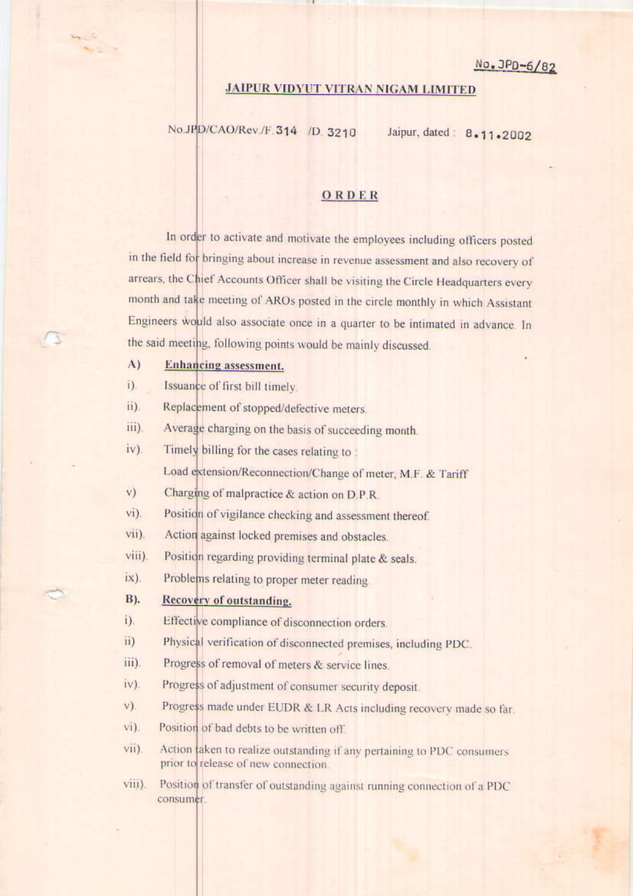No. JPD-6/82

**JAIPUR VIDYUT VITRAN NIGAM LIMITED**

No.JPD/CAO/Rev./F.314 /D. 3210 Jaipur, dated : 8.11.2002

**ORDER**

In order to activate and motivate the employees including officers posted in the field for bringing about increase in revenue assessment and also recovery of arrears, the Chief Accounts Officer shall be visiting the Circle Headquarters every month and take meeting of AROs posted in the circle monthly in which Assistant Engineers would also associate once in a quarter to be intimated in advance. In the said meeting, following points would be mainly discussed.

A) **Enhancing assessment.**

i). Issuance of first bill timely.

ii). Replacement of stopped/defective meters.

iii). Average charging on the basis of succeeding month.

iv). Timely billing for the cases relating to :
Load extension/Reconnection/Change of meter, M.F. & Tariff

v) Charging of malpractice & action on D.P.R.

vi). Position of vigilance checking and assessment thereof.

vii). Action against locked premises and obstacles.

viii). Position regarding providing terminal plate & seals.

ix). Problems relating to proper meter reading.

B). **Recovery of outstanding.**

i). Effective compliance of disconnection orders.

ii) Physical verification of disconnected premises, including PDC.

iii). Progress of removal of meters & service lines.

iv). Progress of adjustment of consumer security deposit.

v). Progress made under EUDR & LR Acts including recovery made so far.

vi). Position of bad debts to be written off.

vii). Action taken to realize outstanding if any pertaining to PDC consumers prior to release of new connection.

viii). Position of transfer of outstanding against running connection of a PDC consumer.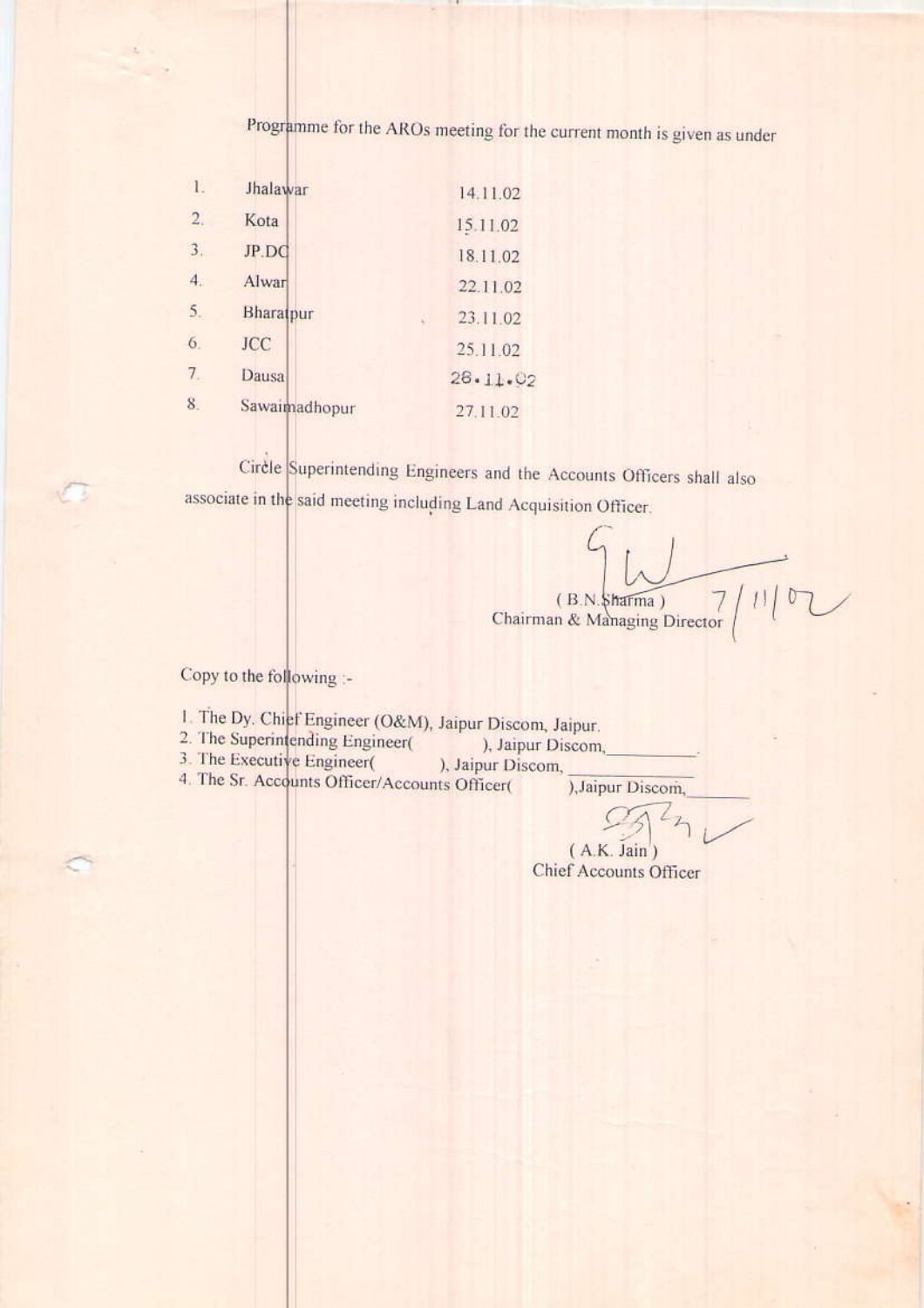Programme for the AROs meeting for the current month is given as under

| | | |
|---|---|---|
| 1. | Jhalawar | 14.11.02 |
| 2. | Kota | 15.11.02 |
| 3. | JP.DC | 18.11.02 |
| 4. | Alwar | 22.11.02 |
| 5. | Bharatpur | 23.11.02 |
| 6. | JCC | 25.11.02 |
| 7. | Dausa | 28.11.02 |
| 8. | Sawaimadhopur | 27.11.02 |

Circle Superintending Engineers and the Accounts Officers shall also associate in the said meeting including Land Acquisition Officer.

7/11/02

(B.N.Sharma)
Chairman & Managing Director

Copy to the following :-

1. The Dy. Chief Engineer (O&M), Jaipur Discom, Jaipur.
2. The Superintending Engineer( ), Jaipur Discom,\_\_\_\_\_\_\_\_\_\_.
3. The Executive Engineer( ), Jaipur Discom, \_\_\_\_\_\_\_\_\_\_
4. The Sr. Accounts Officer/Accounts Officer( ),Jaipur Discom,\_\_\_\_\_\_\_

(A.K. Jain)
Chief Accounts Officer